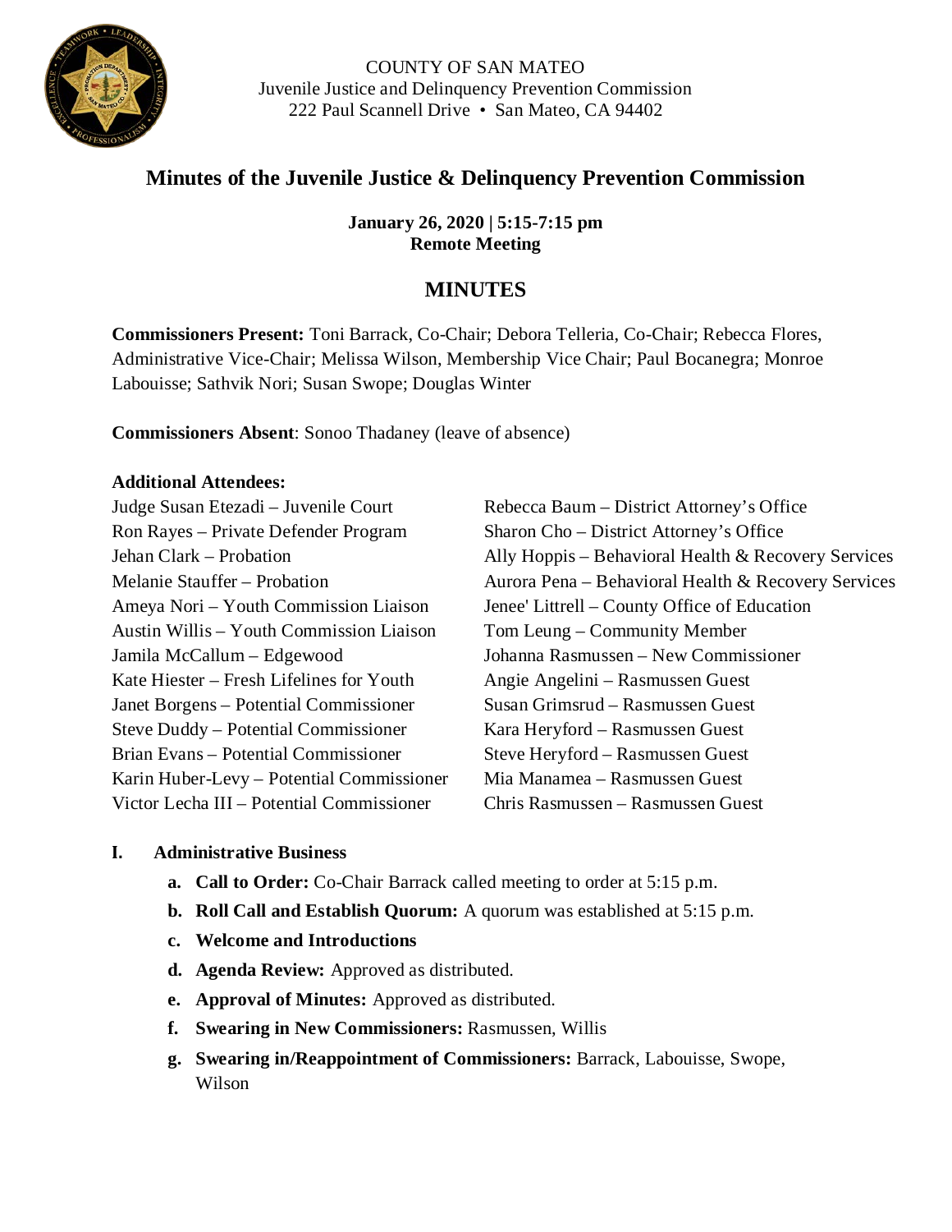COUNTY OF SAN MATEO
Juvenile Justice and Delinquency Prevention Commission
222 Paul Scannell Drive • San Mateo, CA 94402

# Minutes of the Juvenile Justice & Delinquency Prevention Commission

**January 26, 2020 | 5:15-7:15 pm**
**Remote Meeting**

## MINUTES

**Commissioners Present:** Toni Barrack, Co-Chair; Debora Telleria, Co-Chair; Rebecca Flores, Administrative Vice-Chair; Melissa Wilson, Membership Vice Chair; Paul Bocanegra; Monroe Labouisse; Sathvik Nori; Susan Swope; Douglas Winter

**Commissioners Absent**: Sonoo Thadaney (leave of absence)

**Additional Attendees:**

Judge Susan Etezadi – Juvenile Court
Ron Rayes – Private Defender Program
Jehan Clark – Probation
Melanie Stauffer – Probation
Ameya Nori – Youth Commission Liaison
Austin Willis – Youth Commission Liaison
Jamila McCallum – Edgewood
Kate Hiester – Fresh Lifelines for Youth
Janet Borgens – Potential Commissioner
Steve Duddy – Potential Commissioner
Brian Evans – Potential Commissioner
Karin Huber-Levy – Potential Commissioner
Victor Lecha III – Potential Commissioner
Rebecca Baum – District Attorney's Office
Sharon Cho – District Attorney's Office
Ally Hoppis – Behavioral Health & Recovery Services
Aurora Pena – Behavioral Health & Recovery Services
Jenee' Littrell – County Office of Education
Tom Leung – Community Member
Johanna Rasmussen – New Commissioner
Angie Angelini – Rasmussen Guest
Susan Grimsrud – Rasmussen Guest
Kara Heryford – Rasmussen Guest
Steve Heryford – Rasmussen Guest
Mia Manamea – Rasmussen Guest
Chris Rasmussen – Rasmussen Guest

**I. Administrative Business**

- **a. Call to Order:** Co-Chair Barrack called meeting to order at 5:15 p.m.
- **b. Roll Call and Establish Quorum:** A quorum was established at 5:15 p.m.
- **c. Welcome and Introductions**
- **d. Agenda Review:** Approved as distributed.
- **e. Approval of Minutes:** Approved as distributed.
- **f. Swearing in New Commissioners:** Rasmussen, Willis
- **g. Swearing in/Reappointment of Commissioners:** Barrack, Labouisse, Swope, Wilson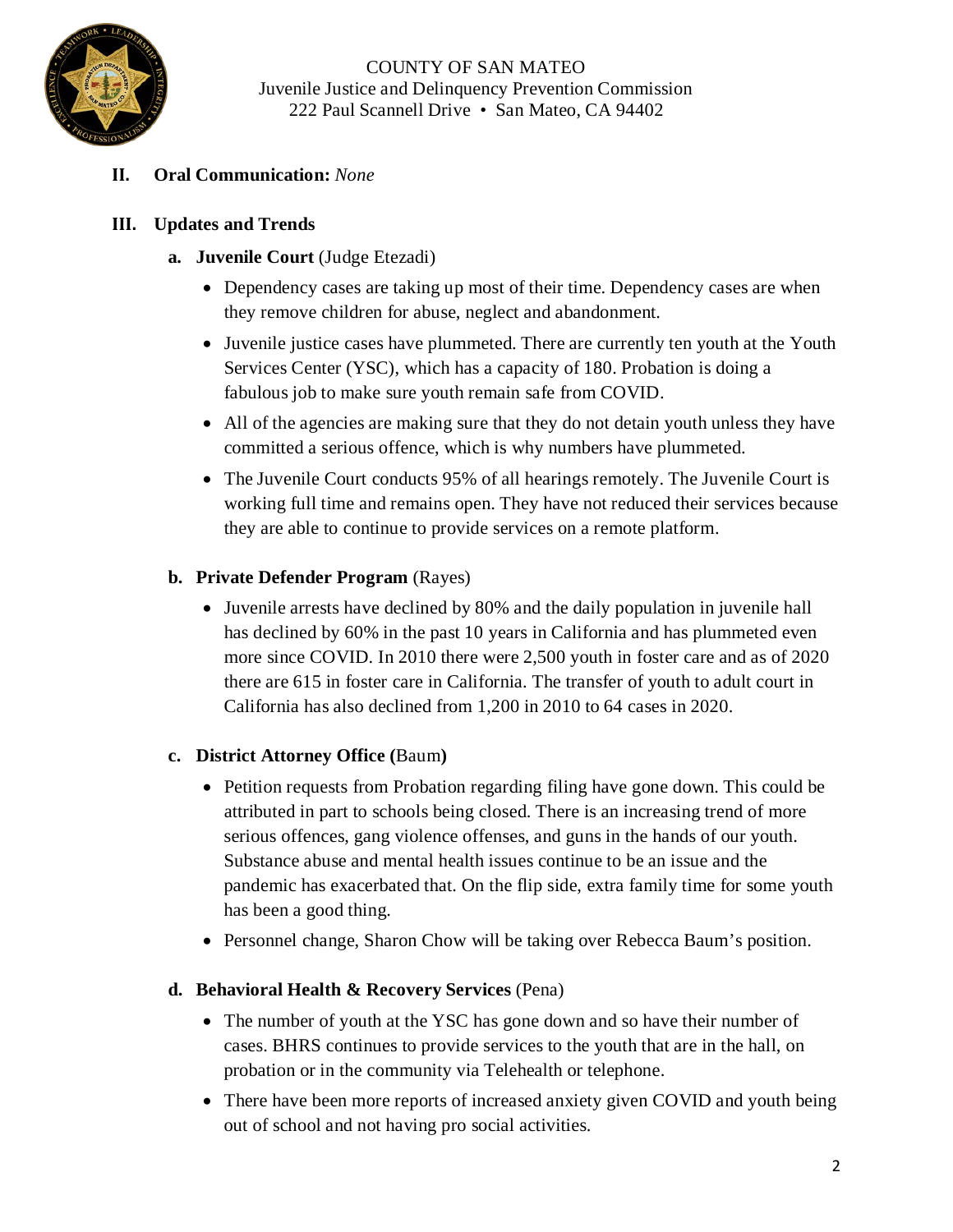COUNTY OF SAN MATEO
Juvenile Justice and Delinquency Prevention Commission
222 Paul Scannell Drive • San Mateo, CA 94402

**II. Oral Communication:** *None*

**III. Updates and Trends**

**a. Juvenile Court** (Judge Etezadi)

- Dependency cases are taking up most of their time. Dependency cases are when they remove children for abuse, neglect and abandonment.
- Juvenile justice cases have plummeted. There are currently ten youth at the Youth Services Center (YSC), which has a capacity of 180. Probation is doing a fabulous job to make sure youth remain safe from COVID.
- All of the agencies are making sure that they do not detain youth unless they have committed a serious offence, which is why numbers have plummeted.
- The Juvenile Court conducts 95% of all hearings remotely. The Juvenile Court is working full time and remains open. They have not reduced their services because they are able to continue to provide services on a remote platform.

**b. Private Defender Program** (Rayes)

- Juvenile arrests have declined by 80% and the daily population in juvenile hall has declined by 60% in the past 10 years in California and has plummeted even more since COVID. In 2010 there were 2,500 youth in foster care and as of 2020 there are 615 in foster care in California. The transfer of youth to adult court in California has also declined from 1,200 in 2010 to 64 cases in 2020.

**c. District Attorney Office (**Baum**)**

- Petition requests from Probation regarding filing have gone down. This could be attributed in part to schools being closed. There is an increasing trend of more serious offences, gang violence offenses, and guns in the hands of our youth. Substance abuse and mental health issues continue to be an issue and the pandemic has exacerbated that. On the flip side, extra family time for some youth has been a good thing.
- Personnel change, Sharon Chow will be taking over Rebecca Baum's position.

**d. Behavioral Health & Recovery Services** (Pena)

- The number of youth at the YSC has gone down and so have their number of cases. BHRS continues to provide services to the youth that are in the hall, on probation or in the community via Telehealth or telephone.
- There have been more reports of increased anxiety given COVID and youth being out of school and not having pro social activities.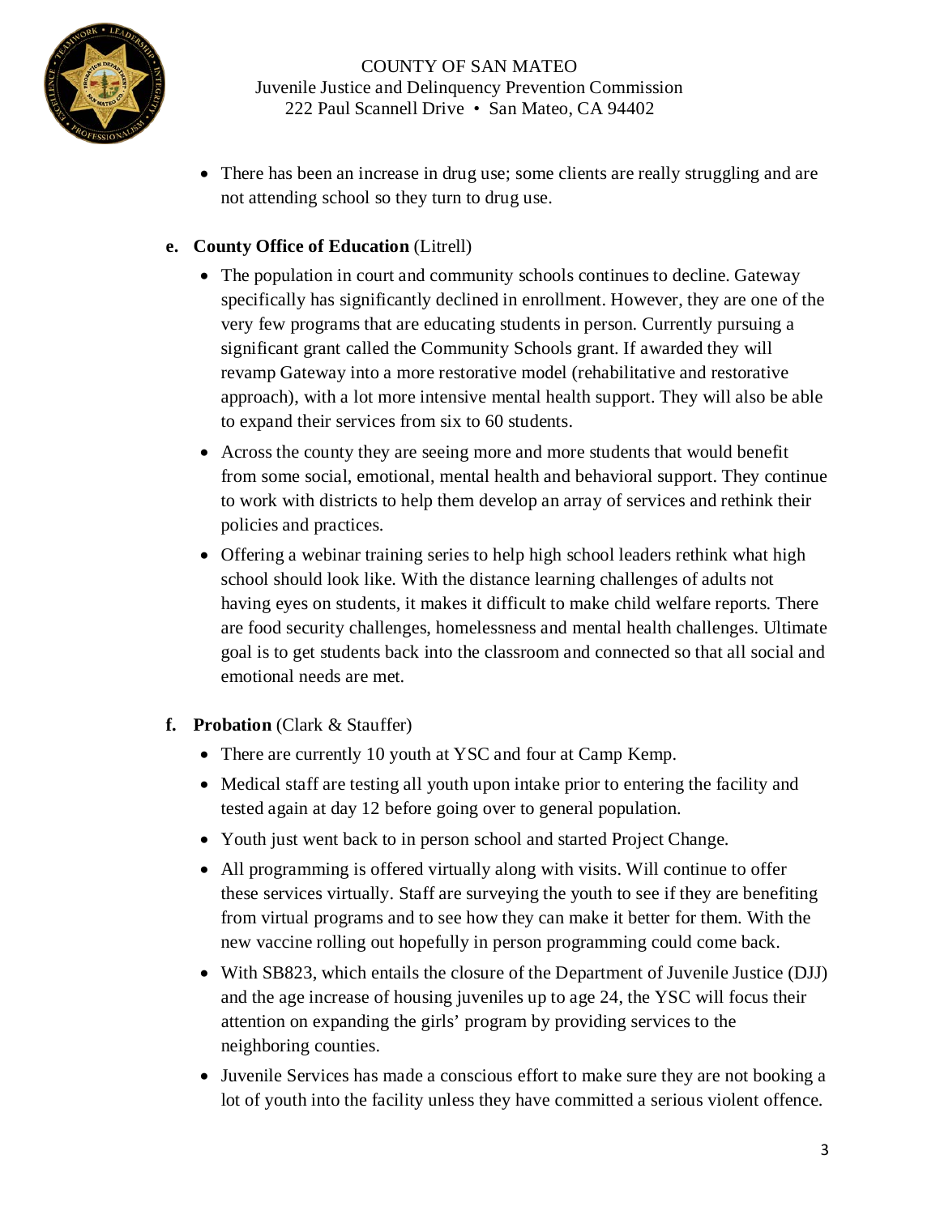- There has been an increase in drug use; some clients are really struggling and are not attending school so they turn to drug use.

**e. County Office of Education** (Litrell)

- The population in court and community schools continues to decline. Gateway specifically has significantly declined in enrollment. However, they are one of the very few programs that are educating students in person. Currently pursuing a significant grant called the Community Schools grant. If awarded they will revamp Gateway into a more restorative model (rehabilitative and restorative approach), with a lot more intensive mental health support. They will also be able to expand their services from six to 60 students.
- Across the county they are seeing more and more students that would benefit from some social, emotional, mental health and behavioral support. They continue to work with districts to help them develop an array of services and rethink their policies and practices.
- Offering a webinar training series to help high school leaders rethink what high school should look like. With the distance learning challenges of adults not having eyes on students, it makes it difficult to make child welfare reports. There are food security challenges, homelessness and mental health challenges. Ultimate goal is to get students back into the classroom and connected so that all social and emotional needs are met.

**f. Probation** (Clark & Stauffer)

- There are currently 10 youth at YSC and four at Camp Kemp.
- Medical staff are testing all youth upon intake prior to entering the facility and tested again at day 12 before going over to general population.
- Youth just went back to in person school and started Project Change.
- All programming is offered virtually along with visits. Will continue to offer these services virtually. Staff are surveying the youth to see if they are benefiting from virtual programs and to see how they can make it better for them. With the new vaccine rolling out hopefully in person programming could come back.
- With SB823, which entails the closure of the Department of Juvenile Justice (DJJ) and the age increase of housing juveniles up to age 24, the YSC will focus their attention on expanding the girls' program by providing services to the neighboring counties.
- Juvenile Services has made a conscious effort to make sure they are not booking a lot of youth into the facility unless they have committed a serious violent offence.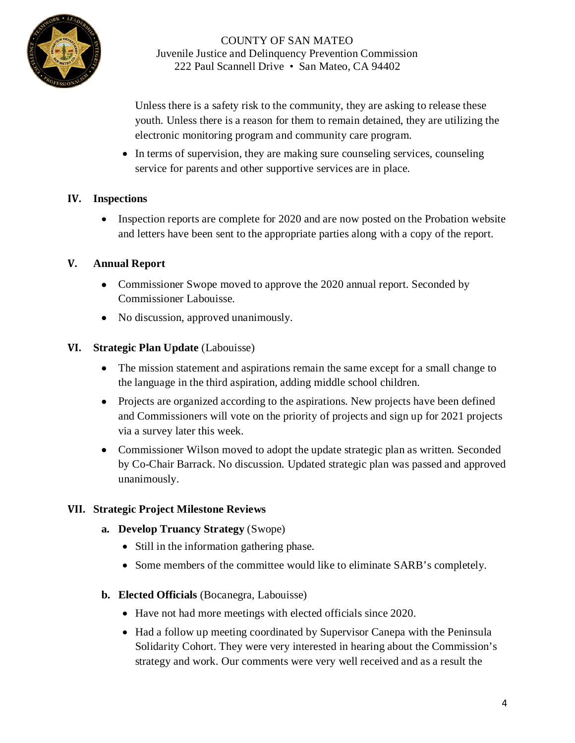Unless there is a safety risk to the community, they are asking to release these youth. Unless there is a reason for them to remain detained, they are utilizing the electronic monitoring program and community care program.

- In terms of supervision, they are making sure counseling services, counseling service for parents and other supportive services are in place.

## IV. Inspections

- Inspection reports are complete for 2020 and are now posted on the Probation website and letters have been sent to the appropriate parties along with a copy of the report.

## V. Annual Report

- Commissioner Swope moved to approve the 2020 annual report. Seconded by Commissioner Labouisse.
- No discussion, approved unanimously.

## VI. Strategic Plan Update (Labouisse)

- The mission statement and aspirations remain the same except for a small change to the language in the third aspiration, adding middle school children.
- Projects are organized according to the aspirations. New projects have been defined and Commissioners will vote on the priority of projects and sign up for 2021 projects via a survey later this week.
- Commissioner Wilson moved to adopt the update strategic plan as written. Seconded by Co-Chair Barrack. No discussion. Updated strategic plan was passed and approved unanimously.

## VII. Strategic Project Milestone Reviews

### a. Develop Truancy Strategy (Swope)

- Still in the information gathering phase.
- Some members of the committee would like to eliminate SARB's completely.

### b. Elected Officials (Bocanegra, Labouisse)

- Have not had more meetings with elected officials since 2020.
- Had a follow up meeting coordinated by Supervisor Canepa with the Peninsula Solidarity Cohort. They were very interested in hearing about the Commission's strategy and work. Our comments were very well received and as a result the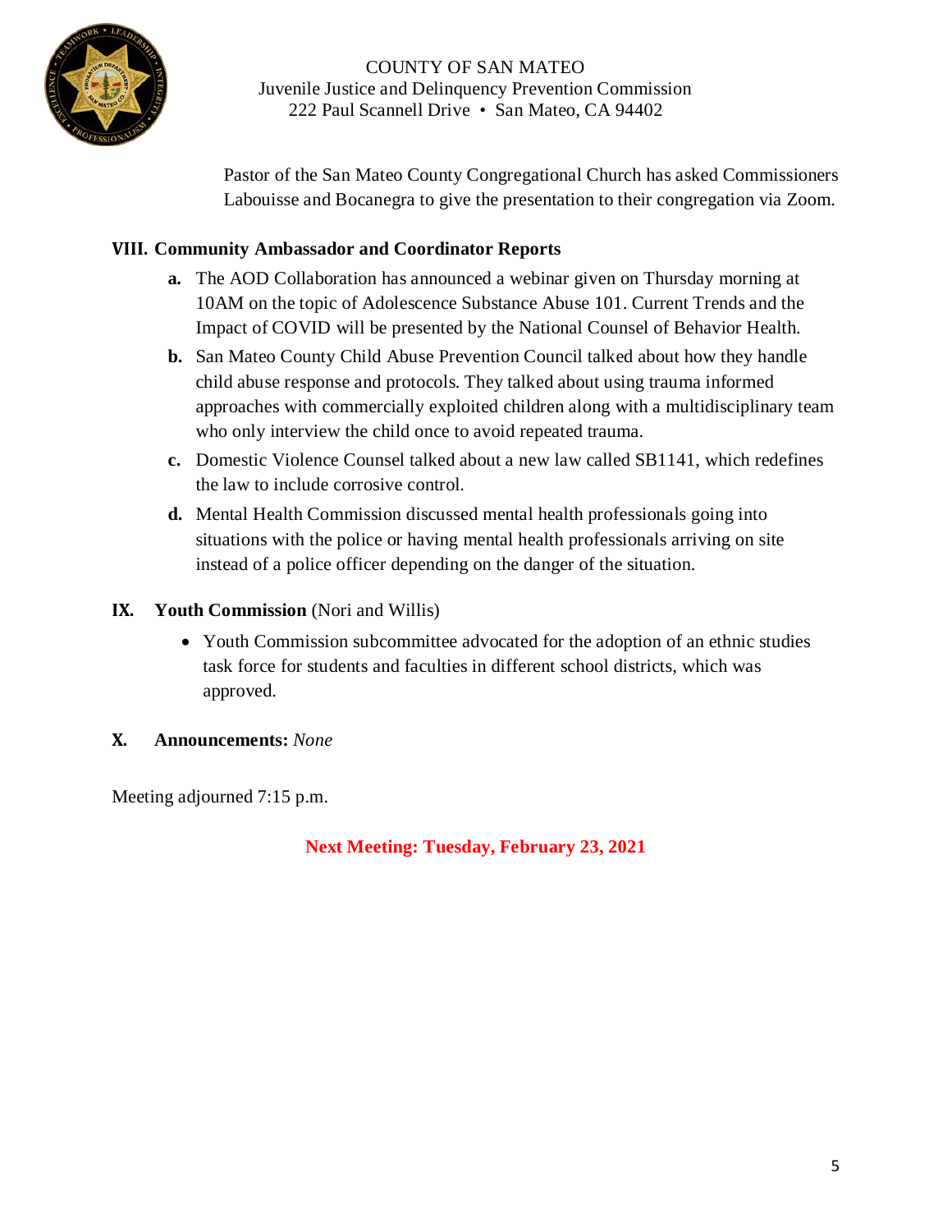COUNTY OF SAN MATEO
Juvenile Justice and Delinquency Prevention Commission
222 Paul Scannell Drive • San Mateo, CA 94402

Pastor of the San Mateo County Congregational Church has asked Commissioners Labouisse and Bocanegra to give the presentation to their congregation via Zoom.

**VIII. Community Ambassador and Coordinator Reports**

- **a.** The AOD Collaboration has announced a webinar given on Thursday morning at 10AM on the topic of Adolescence Substance Abuse 101. Current Trends and the Impact of COVID will be presented by the National Counsel of Behavior Health.
- **b.** San Mateo County Child Abuse Prevention Council talked about how they handle child abuse response and protocols. They talked about using trauma informed approaches with commercially exploited children along with a multidisciplinary team who only interview the child once to avoid repeated trauma.
- **c.** Domestic Violence Counsel talked about a new law called SB1141, which redefines the law to include corrosive control.
- **d.** Mental Health Commission discussed mental health professionals going into situations with the police or having mental health professionals arriving on site instead of a police officer depending on the danger of the situation.

**IX. Youth Commission** (Nori and Willis)

- Youth Commission subcommittee advocated for the adoption of an ethnic studies task force for students and faculties in different school districts, which was approved.

**X. Announcements:** *None*

Meeting adjourned 7:15 p.m.

**Next Meeting: Tuesday, February 23, 2021**